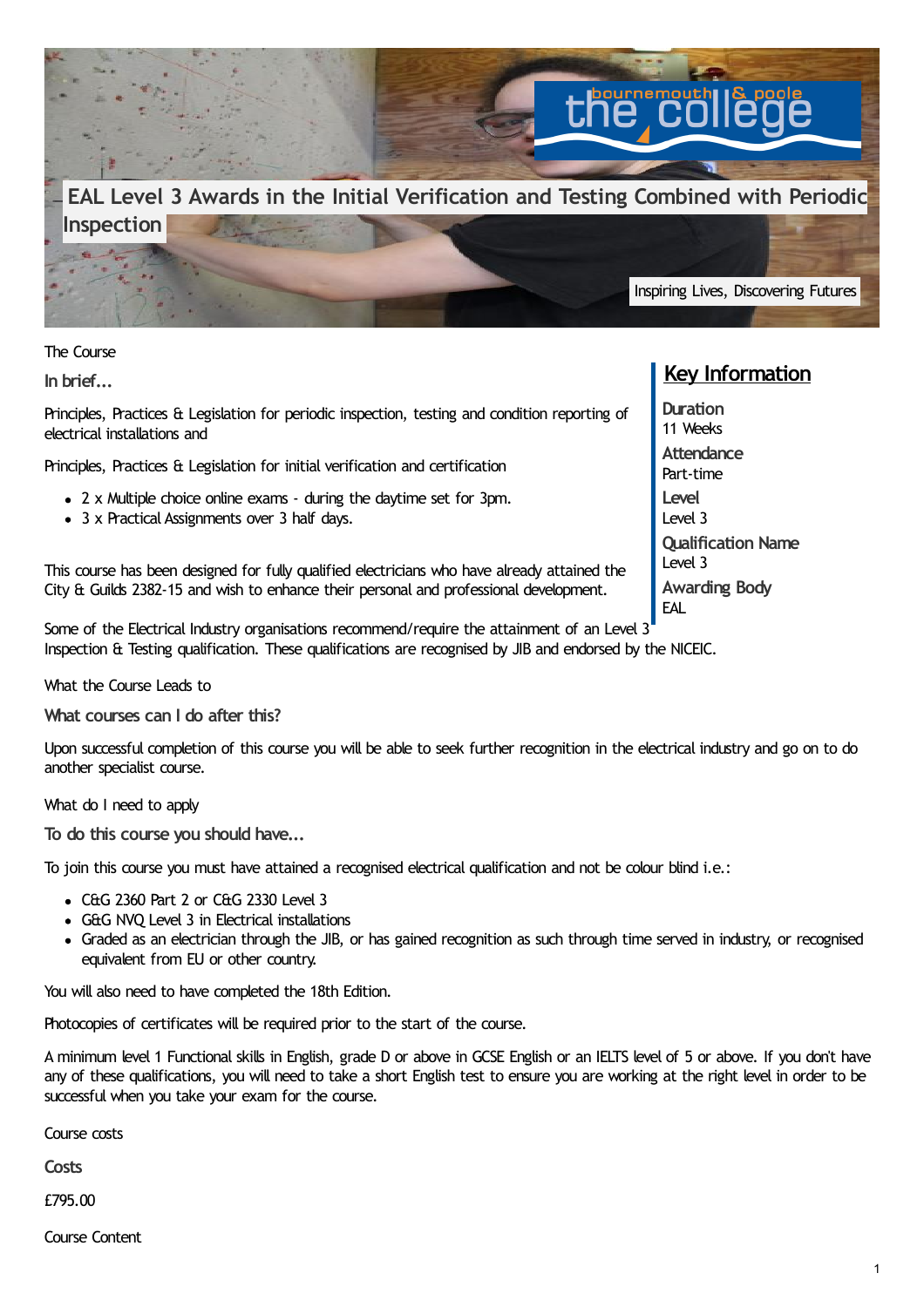# EAL Level 3 Awards in the Initial Verification and Testing Combined with Periodic Inspection

Inspiring Lives, Discovering Futures

The Course

## In brief...

Principles, Practices & Legislation for periodic inspection, testing and condition reporting of electrical installations and

Principles, Practices & Legislation for initial verification and certification

- 2 x Multiple choice online exams - during the daytime set for 3pm.
- 3 x Practical Assignments over 3 half days.

This course has been designed for fully qualified electricians who have already attained the City & Guilds 2382-15 and wish to enhance their personal and professional development.

Some of the Electrical Industry organisations recommend/require the attainment of an Level 3 Inspection & Testing qualification. These qualifications are recognised by JIB and endorsed by the NICEIC.

## Key Information

**Duration**
11 Weeks

**Attendance**
Part-time

**Level**
Level 3

**Qualification Name**
Level 3

**Awarding Body**
EAL

What the Course Leads to

## What courses can I do after this?

Upon successful completion of this course you will be able to seek further recognition in the electrical industry and go on to do another specialist course.

What do I need to apply

## To do this course you should have...

To join this course you must have attained a recognised electrical qualification and not be colour blind i.e.:

- C&G 2360 Part 2 or C&G 2330 Level 3
- G&G NVQ Level 3 in Electrical installations
- Graded as an electrician through the JIB, or has gained recognition as such through time served in industry, or recognised equivalent from EU or other country.

You will also need to have completed the 18th Edition.

Photocopies of certificates will be required prior to the start of the course.

A minimum level 1 Functional skills in English, grade D or above in GCSE English or an IELTS level of 5 or above. If you don't have any of these qualifications, you will need to take a short English test to ensure you are working at the right level in order to be successful when you take your exam for the course.

Course costs

## Costs

£795.00

Course Content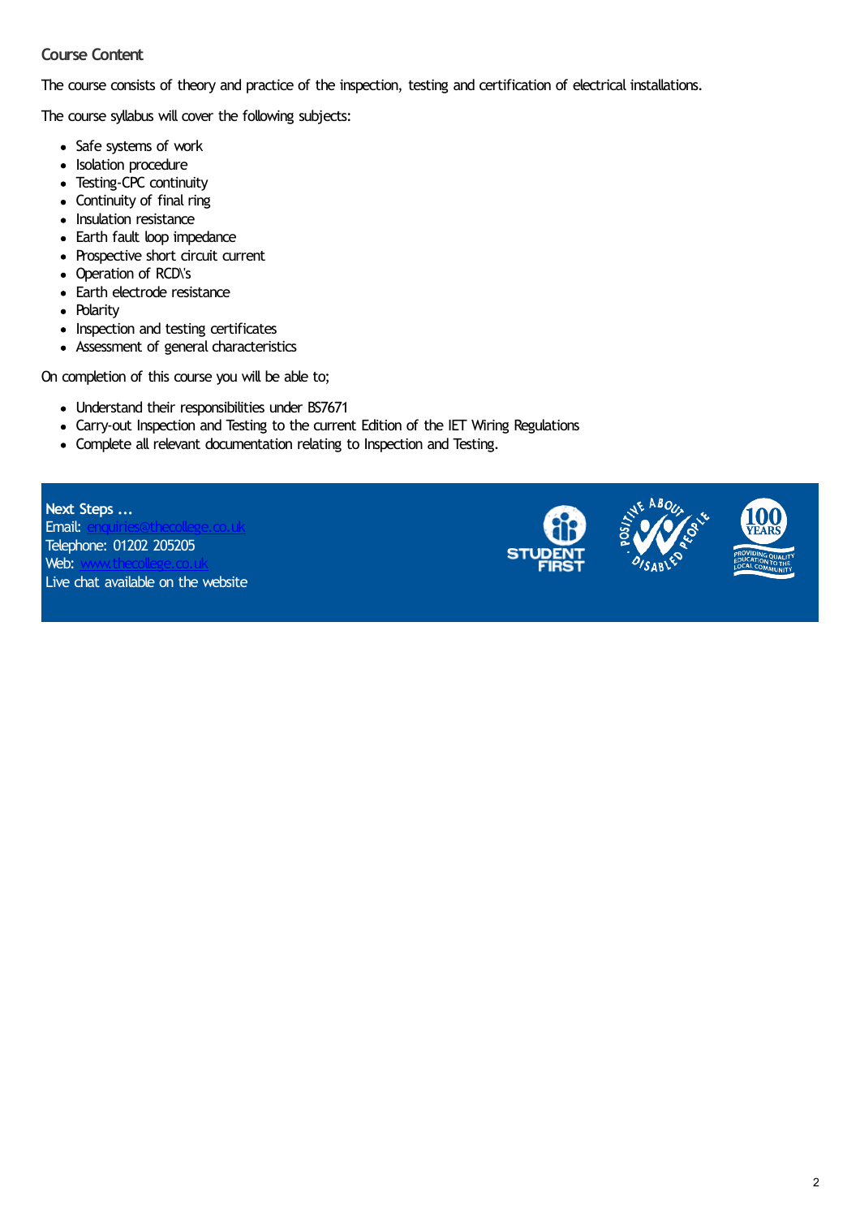## Course Content

The course consists of theory and practice of the inspection, testing and certification of electrical installations.

The course syllabus will cover the following subjects:

- Safe systems of work
- Isolation procedure
- Testing-CPC continuity
- Continuity of final ring
- Insulation resistance
- Earth fault loop impedance
- Prospective short circuit current
- Operation of RCD\'s
- Earth electrode resistance
- Polarity
- Inspection and testing certificates
- Assessment of general characteristics

On completion of this course you will be able to;

- Understand their responsibilities under BS7671
- Carry-out Inspection and Testing to the current Edition of the IET Wiring Regulations
- Complete all relevant documentation relating to Inspection and Testing.

**Next Steps ...**
Email: enquiries@thecollege.co.uk
Telephone: 01202 205205
Web: www.thecollege.co.uk
Live chat available on the website